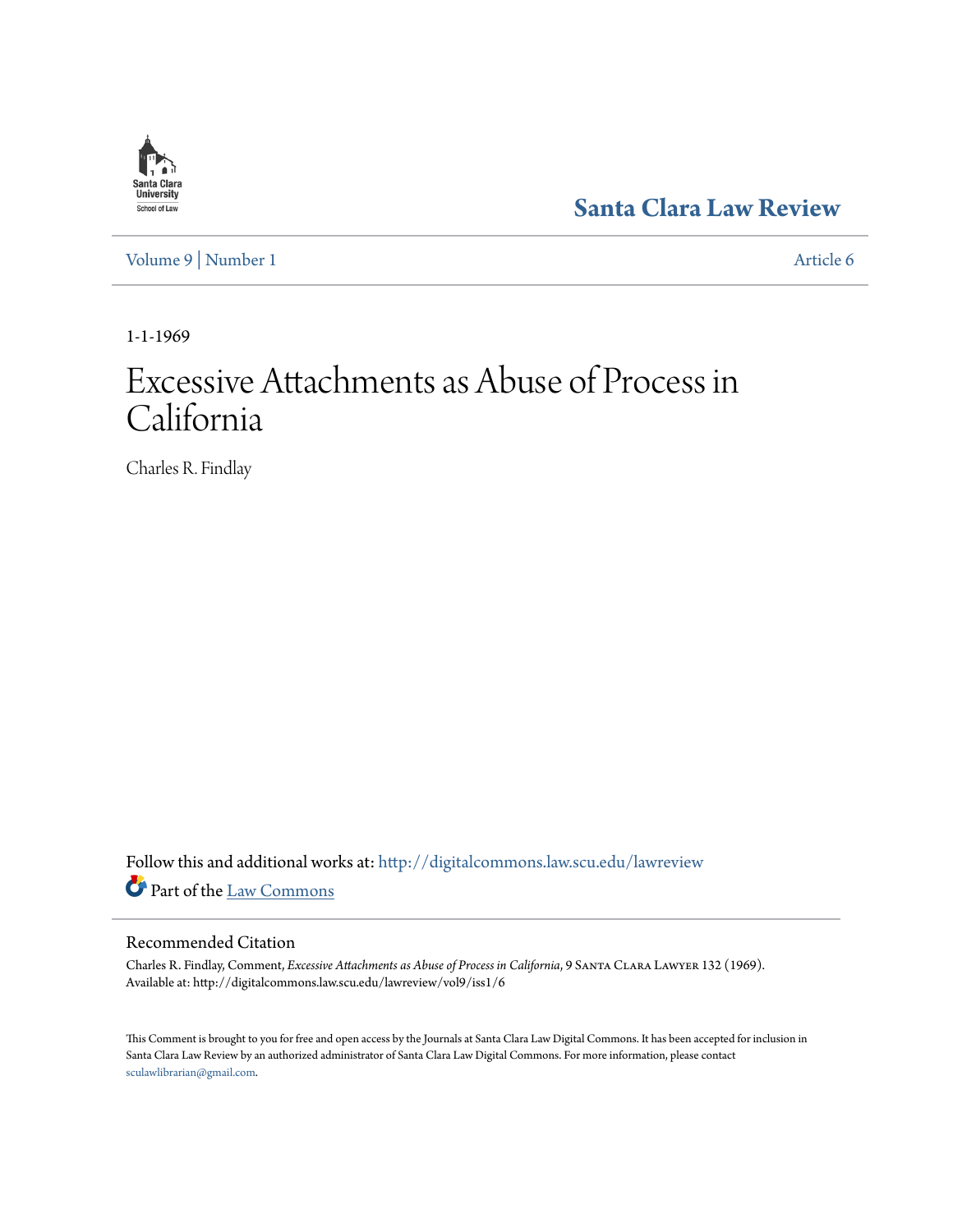Santa Clara Law Review

Volume 9 | Number 1

Article 6

1-1-1969

# Excessive Attachments as Abuse of Process in California

Charles R. Findlay

Follow this and additional works at: http://digitalcommons.law.scu.edu/lawreview

Part of the Law Commons

## Recommended Citation

Charles R. Findlay, Comment, *Excessive Attachments as Abuse of Process in California*, 9 Santa Clara Lawyer 132 (1969).
Available at: http://digitalcommons.law.scu.edu/lawreview/vol9/iss1/6

This Comment is brought to you for free and open access by the Journals at Santa Clara Law Digital Commons. It has been accepted for inclusion in Santa Clara Law Review by an authorized administrator of Santa Clara Law Digital Commons. For more information, please contact sculawlibrarian@gmail.com.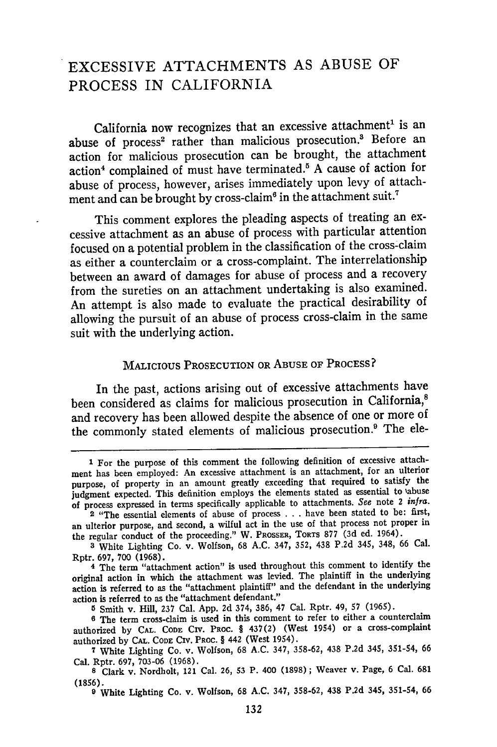# EXCESSIVE ATTACHMENTS AS ABUSE OF PROCESS IN CALIFORNIA

California now recognizes that an excessive attachment[1] is an abuse of process[2] rather than malicious prosecution.[3] Before an action for malicious prosecution can be brought, the attachment action[4] complained of must have terminated.[5] A cause of action for abuse of process, however, arises immediately upon levy of attachment and can be brought by cross-claim[6] in the attachment suit.[7]

This comment explores the pleading aspects of treating an excessive attachment as an abuse of process with particular attention focused on a potential problem in the classification of the cross-claim as either a counterclaim or a cross-complaint. The interrelationship between an award of damages for abuse of process and a recovery from the sureties on an attachment undertaking is also examined. An attempt is also made to evaluate the practical desirability of allowing the pursuit of an abuse of process cross-claim in the same suit with the underlying action.

## MALICIOUS PROSECUTION OR ABUSE OF PROCESS?

In the past, actions arising out of excessive attachments have been considered as claims for malicious prosecution in California,[8] and recovery has been allowed despite the absence of one or more of the commonly stated elements of malicious prosecution.[9] The ele-

---

1 For the purpose of this comment the following definition of excessive attachment has been employed: An excessive attachment is an attachment, for an ulterior purpose, of property in an amount greatly exceeding that required to satisfy the judgment expected. This definition employs the elements stated as essential to abuse of process expressed in terms specifically applicable to attachments. *See* note 2 *infra*.

2 "The essential elements of abuse of process . . . have been stated to be: first, an ulterior purpose, and second, a wilful act in the use of that process not proper in the regular conduct of the proceeding." W. PROSSER, TORTS 877 (3d ed. 1964).

3 White Lighting Co. v. Wolfson, 68 A.C. 347, 352, 438 P.2d 345, 348, 66 Cal. Rptr. 697, 700 (1968).

4 The term "attachment action" is used throughout this comment to identify the original action in which the attachment was levied. The plaintiff in the underlying action is referred to as the "attachment plaintiff" and the defendant in the underlying action is referred to as the "attachment defendant."

5 Smith v. Hill, 237 Cal. App. 2d 374, 386, 47 Cal. Rptr. 49, 57 (1965).

6 The term cross-claim is used in this comment to refer to either a counterclaim authorized by CAL. CODE CIV. PROC. § 437(2) (West 1954) or a cross-complaint authorized by CAL. CODE CIV. PROC. § 442 (West 1954).

7 White Lighting Co. v. Wolfson, 68 A.C. 347, 358-62, 438 P.2d 345, 351-54, 66 Cal. Rptr. 697, 703-06 (1968).

8 Clark v. Nordholt, 121 Cal. 26, 53 P. 400 (1898); Weaver v. Page, 6 Cal. 681 (1856).

9 White Lighting Co. v. Wolfson, 68 A.C. 347, 358-62, 438 P.2d 345, 351-54, 66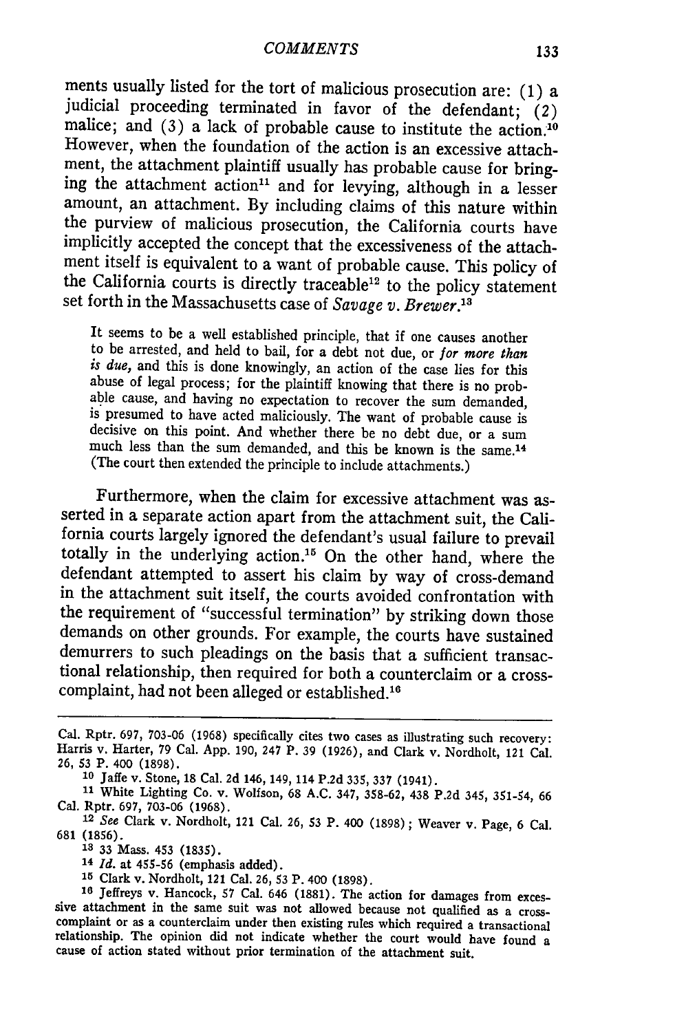ments usually listed for the tort of malicious prosecution are: (1) a judicial proceeding terminated in favor of the defendant; (2) malice; and (3) a lack of probable cause to institute the action.[10] However, when the foundation of the action is an excessive attachment, the attachment plaintiff usually has probable cause for bringing the attachment action[11] and for levying, although in a lesser amount, an attachment. By including claims of this nature within the purview of malicious prosecution, the California courts have implicitly accepted the concept that the excessiveness of the attachment itself is equivalent to a want of probable cause. This policy of the California courts is directly traceable[12] to the policy statement set forth in the Massachusetts case of *Savage v. Brewer*.[13]

> It seems to be a well established principle, that if one causes another to be arrested, and held to bail, for a debt not due, or *for more than is due,* and this is done knowingly, an action of the case lies for this abuse of legal process; for the plaintiff knowing that there is no probable cause, and having no expectation to recover the sum demanded, is presumed to have acted maliciously. The want of probable cause is decisive on this point. And whether there be no debt due, or a sum much less than the sum demanded, and this be known is the same.[14] (The court then extended the principle to include attachments.)

Furthermore, when the claim for excessive attachment was asserted in a separate action apart from the attachment suit, the California courts largely ignored the defendant's usual failure to prevail totally in the underlying action.[15] On the other hand, where the defendant attempted to assert his claim by way of cross-demand in the attachment suit itself, the courts avoided confrontation with the requirement of "successful termination" by striking down those demands on other grounds. For example, the courts have sustained demurrers to such pleadings on the basis that a sufficient transactional relationship, then required for both a counterclaim or a cross-complaint, had not been alleged or established.[16]

---

Cal. Rptr. 697, 703-06 (1968) specifically cites two cases as illustrating such recovery: Harris v. Harter, 79 Cal. App. 190, 247 P. 39 (1926), and Clark v. Nordholt, 121 Cal. 26, 53 P. 400 (1898).

[10] Jaffe v. Stone, 18 Cal. 2d 146, 149, 114 P.2d 335, 337 (1941).

[11] White Lighting Co. v. Wolfson, 68 A.C. 347, 358-62, 438 P.2d 345, 351-54, 66 Cal. Rptr. 697, 703-06 (1968).

[12] *See* Clark v. Nordholt, 121 Cal. 26, 53 P. 400 (1898); Weaver v. Page, 6 Cal. 681 (1856).

[13] 33 Mass. 453 (1835).

[14] *Id.* at 455-56 (emphasis added).

[15] Clark v. Nordholt, 121 Cal. 26, 53 P. 400 (1898).

[16] Jeffreys v. Hancock, 57 Cal. 646 (1881). The action for damages from excessive attachment in the same suit was not allowed because not qualified as a cross-complaint or as a counterclaim under then existing rules which required a transactional relationship. The opinion did not indicate whether the court would have found a cause of action stated without prior termination of the attachment suit.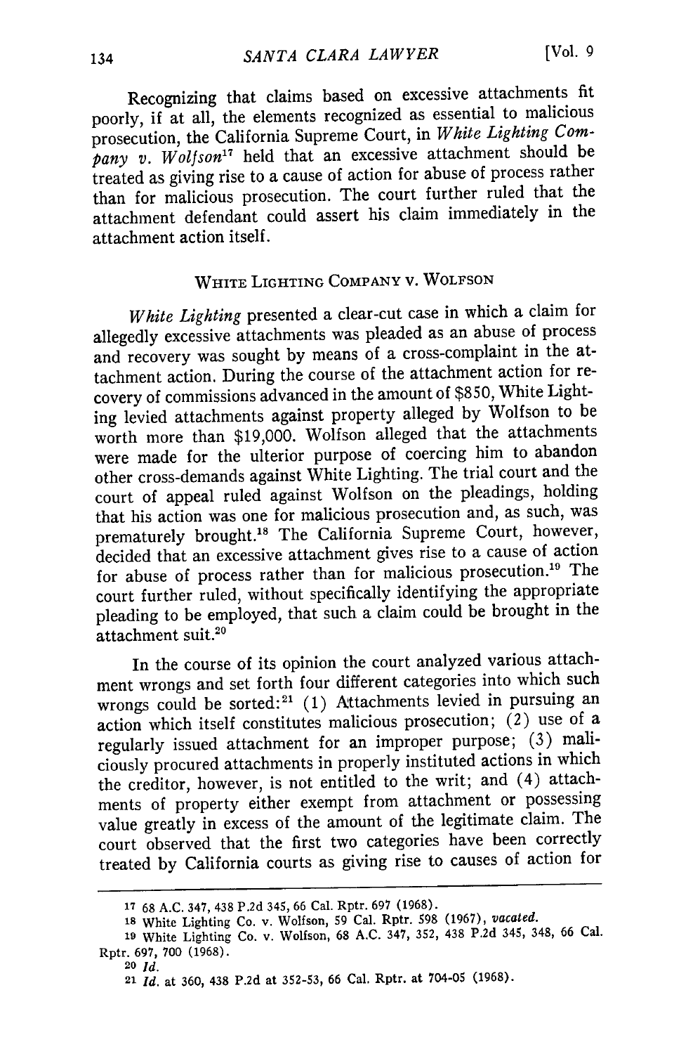Recognizing that claims based on excessive attachments fit poorly, if at all, the elements recognized as essential to malicious prosecution, the California Supreme Court, in *White Lighting Company v. Wolfson*[17] held that an excessive attachment should be treated as giving rise to a cause of action for abuse of process rather than for malicious prosecution. The court further ruled that the attachment defendant could assert his claim immediately in the attachment action itself.

## WHITE LIGHTING COMPANY v. WOLFSON

*White Lighting* presented a clear-cut case in which a claim for allegedly excessive attachments was pleaded as an abuse of process and recovery was sought by means of a cross-complaint in the attachment action. During the course of the attachment action for recovery of commissions advanced in the amount of $850, White Lighting levied attachments against property alleged by Wolfson to be worth more than $19,000. Wolfson alleged that the attachments were made for the ulterior purpose of coercing him to abandon other cross-demands against White Lighting. The trial court and the court of appeal ruled against Wolfson on the pleadings, holding that his action was one for malicious prosecution and, as such, was prematurely brought.[18] The California Supreme Court, however, decided that an excessive attachment gives rise to a cause of action for abuse of process rather than for malicious prosecution.[19] The court further ruled, without specifically identifying the appropriate pleading to be employed, that such a claim could be brought in the attachment suit.[20]

In the course of its opinion the court analyzed various attachment wrongs and set forth four different categories into which such wrongs could be sorted:[21] (1) Attachments levied in pursuing an action which itself constitutes malicious prosecution; (2) use of a regularly issued attachment for an improper purpose; (3) maliciously procured attachments in properly instituted actions in which the creditor, however, is not entitled to the writ; and (4) attachments of property either exempt from attachment or possessing value greatly in excess of the amount of the legitimate claim. The court observed that the first two categories have been correctly treated by California courts as giving rise to causes of action for

---

17 68 A.C. 347, 438 P.2d 345, 66 Cal. Rptr. 697 (1968).

18 White Lighting Co. v. Wolfson, 59 Cal. Rptr. 598 (1967), *vacated*.

19 White Lighting Co. v. Wolfson, 68 A.C. 347, 352, 438 P.2d 345, 348, 66 Cal. Rptr. 697, 700 (1968).

20 *Id.*

21 *Id.* at 360, 438 P.2d at 352-53, 66 Cal. Rptr. at 704-05 (1968).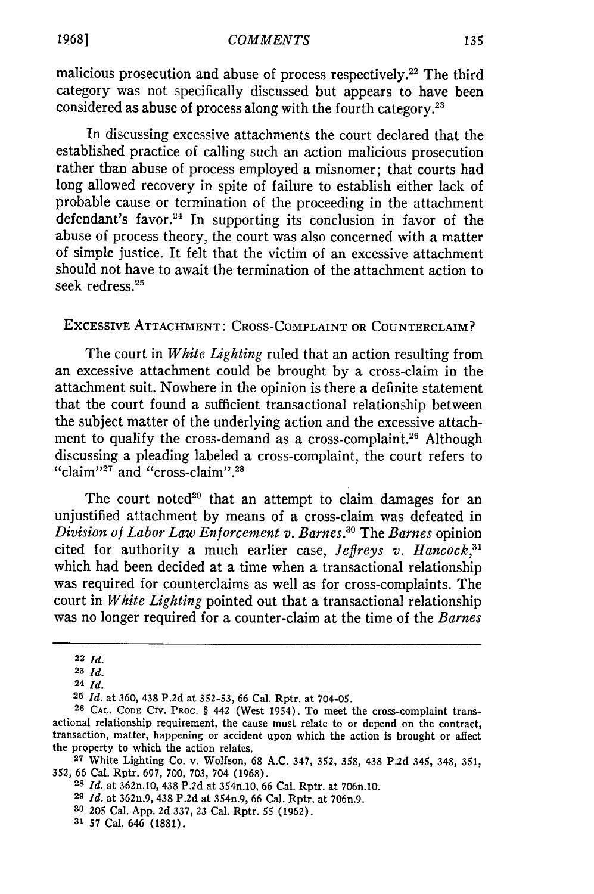malicious prosecution and abuse of process respectively.[22] The third category was not specifically discussed but appears to have been considered as abuse of process along with the fourth category.[23]

In discussing excessive attachments the court declared that the established practice of calling such an action malicious prosecution rather than abuse of process employed a misnomer; that courts had long allowed recovery in spite of failure to establish either lack of probable cause or termination of the proceeding in the attachment defendant's favor.[24] In supporting its conclusion in favor of the abuse of process theory, the court was also concerned with a matter of simple justice. It felt that the victim of an excessive attachment should not have to await the termination of the attachment action to seek redress.[25]

## EXCESSIVE ATTACHMENT: CROSS-COMPLAINT OR COUNTERCLAIM?

The court in *White Lighting* ruled that an action resulting from an excessive attachment could be brought by a cross-claim in the attachment suit. Nowhere in the opinion is there a definite statement that the court found a sufficient transactional relationship between the subject matter of the underlying action and the excessive attachment to qualify the cross-demand as a cross-complaint.[26] Although discussing a pleading labeled a cross-complaint, the court refers to "claim"[27] and "cross-claim".[28]

The court noted[29] that an attempt to claim damages for an unjustified attachment by means of a cross-claim was defeated in *Division of Labor Law Enforcement v. Barnes*.[30] The *Barnes* opinion cited for authority a much earlier case, *Jeffreys v. Hancock*,[31] which had been decided at a time when a transactional relationship was required for counterclaims as well as for cross-complaints. The court in *White Lighting* pointed out that a transactional relationship was no longer required for a counter-claim at the time of the *Barnes*

---

[22] *Id.*

[23] *Id.*

[24] *Id.*

[25] *Id.* at 360, 438 P.2d at 352-53, 66 Cal. Rptr. at 704-05.

[26] CAL. CODE CIV. PROC. § 442 (West 1954). To meet the cross-complaint transactional relationship requirement, the cause must relate to or depend on the contract, transaction, matter, happening or accident upon which the action is brought or affect the property to which the action relates.

[27] White Lighting Co. v. Wolfson, 68 A.C. 347, 352, 358, 438 P.2d 345, 348, 351, 352, 66 Cal. Rptr. 697, 700, 703, 704 (1968).

[28] *Id.* at 362n.10, 438 P.2d at 354n.10, 66 Cal. Rptr. at 706n.10.

[29] *Id.* at 362n.9, 438 P.2d at 354n.9, 66 Cal. Rptr. at 706n.9.

[30] 205 Cal. App. 2d 337, 23 Cal. Rptr. 55 (1962).

[31] 57 Cal. 646 (1881).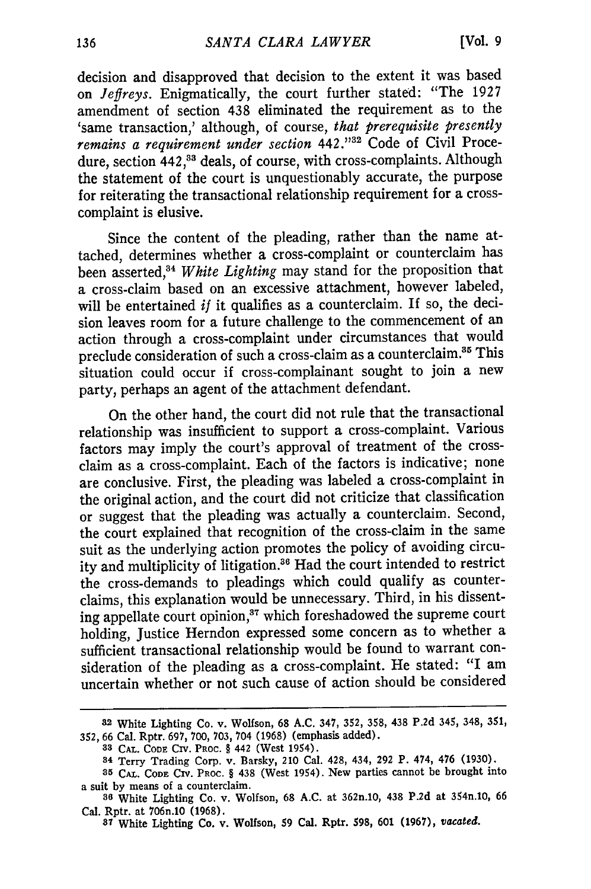decision and disapproved that decision to the extent it was based on *Jeffreys*. Enigmatically, the court further stated: "The 1927 amendment of section 438 eliminated the requirement as to the 'same transaction,' although, of course, *that prerequisite presently remains a requirement under section* 442."[32] Code of Civil Procedure, section 442,[33] deals, of course, with cross-complaints. Although the statement of the court is unquestionably accurate, the purpose for reiterating the transactional relationship requirement for a cross-complaint is elusive.

Since the content of the pleading, rather than the name attached, determines whether a cross-complaint or counterclaim has been asserted,[34] *White Lighting* may stand for the proposition that a cross-claim based on an excessive attachment, however labeled, will be entertained *if* it qualifies as a counterclaim. If so, the decision leaves room for a future challenge to the commencement of an action through a cross-complaint under circumstances that would preclude consideration of such a cross-claim as a counterclaim.[35] This situation could occur if cross-complainant sought to join a new party, perhaps an agent of the attachment defendant.

On the other hand, the court did not rule that the transactional relationship was insufficient to support a cross-complaint. Various factors may imply the court's approval of treatment of the cross-claim as a cross-complaint. Each of the factors is indicative; none are conclusive. First, the pleading was labeled a cross-complaint in the original action, and the court did not criticize that classification or suggest that the pleading was actually a counterclaim. Second, the court explained that recognition of the cross-claim in the same suit as the underlying action promotes the policy of avoiding circuity and multiplicity of litigation.[36] Had the court intended to restrict the cross-demands to pleadings which could qualify as counterclaims, this explanation would be unnecessary. Third, in his dissenting appellate court opinion,[37] which foreshadowed the supreme court holding, Justice Herndon expressed some concern as to whether a sufficient transactional relationship would be found to warrant consideration of the pleading as a cross-complaint. He stated: "I am uncertain whether or not such cause of action should be considered

---

[32] White Lighting Co. v. Wolfson, 68 A.C. 347, 352, 358, 438 P.2d 345, 348, 351, 352, 66 Cal. Rptr. 697, 700, 703, 704 (1968) (emphasis added).

[33] CAL. CODE CIV. PROC. § 442 (West 1954).

[34] Terry Trading Corp. v. Barsky, 210 Cal. 428, 434, 292 P. 474, 476 (1930).

[35] CAL. CODE CIV. PROC. § 438 (West 1954). New parties cannot be brought into a suit by means of a counterclaim.

[36] White Lighting Co. v. Wolfson, 68 A.C. at 362n.10, 438 P.2d at 354n.10, 66 Cal. Rptr. at 706n.10 (1968).

[37] White Lighting Co. v. Wolfson, 59 Cal. Rptr. 598, 601 (1967), *vacated*.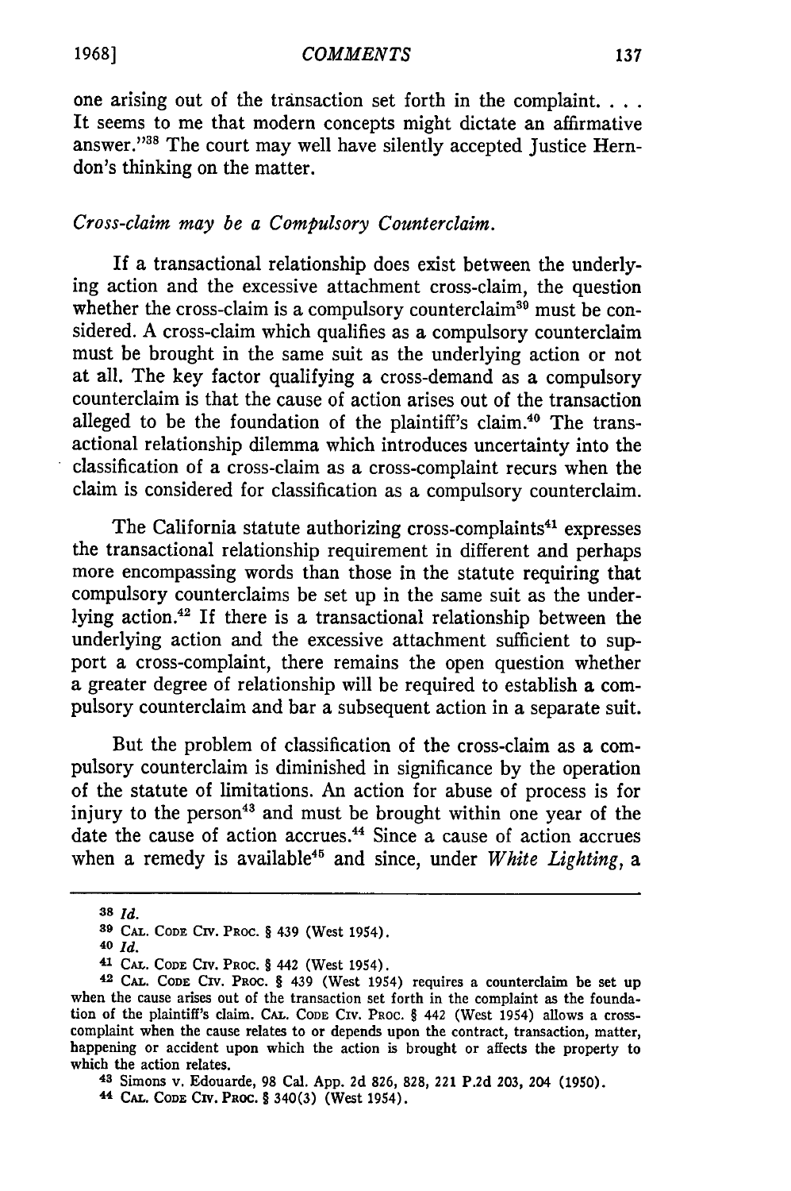one arising out of the transaction set forth in the complaint. . . . It seems to me that modern concepts might dictate an affirmative answer."[38] The court may well have silently accepted Justice Herndon's thinking on the matter.

*Cross-claim may be a Compulsory Counterclaim.*

If a transactional relationship does exist between the underlying action and the excessive attachment cross-claim, the question whether the cross-claim is a compulsory counterclaim[39] must be considered. A cross-claim which qualifies as a compulsory counterclaim must be brought in the same suit as the underlying action or not at all. The key factor qualifying a cross-demand as a compulsory counterclaim is that the cause of action arises out of the transaction alleged to be the foundation of the plaintiff's claim.[40] The transactional relationship dilemma which introduces uncertainty into the classification of a cross-claim as a cross-complaint recurs when the claim is considered for classification as a compulsory counterclaim.

The California statute authorizing cross-complaints[41] expresses the transactional relationship requirement in different and perhaps more encompassing words than those in the statute requiring that compulsory counterclaims be set up in the same suit as the underlying action.[42] If there is a transactional relationship between the underlying action and the excessive attachment sufficient to support a cross-complaint, there remains the open question whether a greater degree of relationship will be required to establish a compulsory counterclaim and bar a subsequent action in a separate suit.

But the problem of classification of the cross-claim as a compulsory counterclaim is diminished in significance by the operation of the statute of limitations. An action for abuse of process is for injury to the person[43] and must be brought within one year of the date the cause of action accrues.[44] Since a cause of action accrues when a remedy is available[45] and since, under *White Lighting*, a

---

[38] *Id.*

[39] CAL. CODE CIV. PROC. § 439 (West 1954).

[40] *Id.*

[41] CAL. CODE CIV. PROC. § 442 (West 1954).

[42] CAL. CODE CIV. PROC. § 439 (West 1954) requires a counterclaim be set up when the cause arises out of the transaction set forth in the complaint as the foundation of the plaintiff's claim. CAL. CODE CIV. PROC. § 442 (West 1954) allows a cross-complaint when the cause relates to or depends upon the contract, transaction, matter, happening or accident upon which the action is brought or affects the property to which the action relates.

[43] Simons v. Edouarde, 98 Cal. App. 2d 826, 828, 221 P.2d 203, 204 (1950).

[44] CAL. CODE CIV. PROC. § 340(3) (West 1954).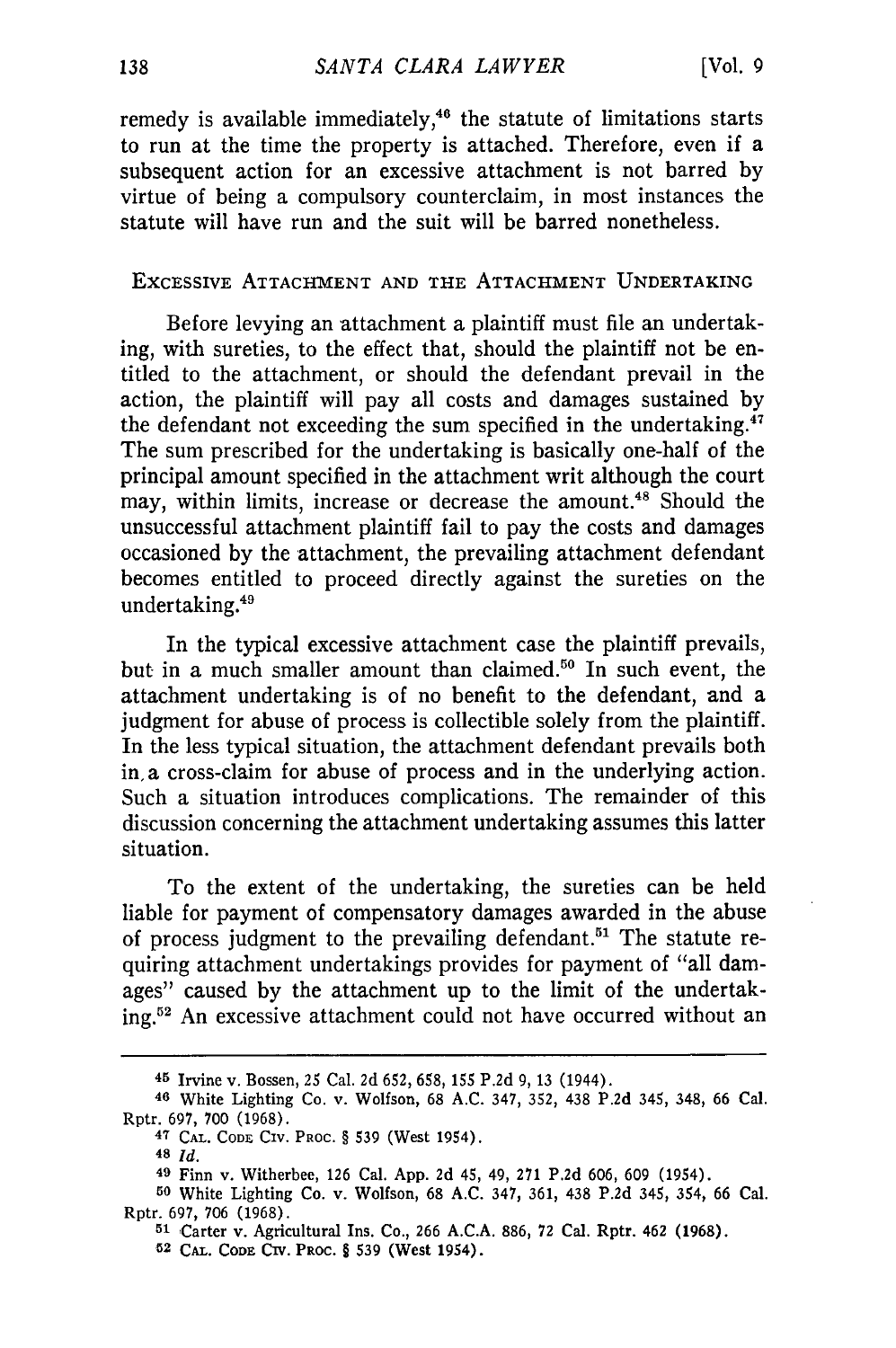remedy is available immediately,[46] the statute of limitations starts to run at the time the property is attached. Therefore, even if a subsequent action for an excessive attachment is not barred by virtue of being a compulsory counterclaim, in most instances the statute will have run and the suit will be barred nonetheless.

## EXCESSIVE ATTACHMENT AND THE ATTACHMENT UNDERTAKING

Before levying an attachment a plaintiff must file an undertaking, with sureties, to the effect that, should the plaintiff not be entitled to the attachment, or should the defendant prevail in the action, the plaintiff will pay all costs and damages sustained by the defendant not exceeding the sum specified in the undertaking.[47] The sum prescribed for the undertaking is basically one-half of the principal amount specified in the attachment writ although the court may, within limits, increase or decrease the amount.[48] Should the unsuccessful attachment plaintiff fail to pay the costs and damages occasioned by the attachment, the prevailing attachment defendant becomes entitled to proceed directly against the sureties on the undertaking.[49]

In the typical excessive attachment case the plaintiff prevails, but in a much smaller amount than claimed.[50] In such event, the attachment undertaking is of no benefit to the defendant, and a judgment for abuse of process is collectible solely from the plaintiff. In the less typical situation, the attachment defendant prevails both in a cross-claim for abuse of process and in the underlying action. Such a situation introduces complications. The remainder of this discussion concerning the attachment undertaking assumes this latter situation.

To the extent of the undertaking, the sureties can be held liable for payment of compensatory damages awarded in the abuse of process judgment to the prevailing defendant.[51] The statute requiring attachment undertakings provides for payment of "all damages" caused by the attachment up to the limit of the undertaking.[52] An excessive attachment could not have occurred without an

---

[45] Irvine v. Bossen, 25 Cal. 2d 652, 658, 155 P.2d 9, 13 (1944).

[46] White Lighting Co. v. Wolfson, 68 A.C. 347, 352, 438 P.2d 345, 348, 66 Cal. Rptr. 697, 700 (1968).

[47] CAL. CODE CIV. PROC. § 539 (West 1954).

[48] *Id.*

[49] Finn v. Witherbee, 126 Cal. App. 2d 45, 49, 271 P.2d 606, 609 (1954).

[50] White Lighting Co. v. Wolfson, 68 A.C. 347, 361, 438 P.2d 345, 354, 66 Cal. Rptr. 697, 706 (1968).

[51] Carter v. Agricultural Ins. Co., 266 A.C.A. 886, 72 Cal. Rptr. 462 (1968).

[52] CAL. CODE CIV. PROC. § 539 (West 1954).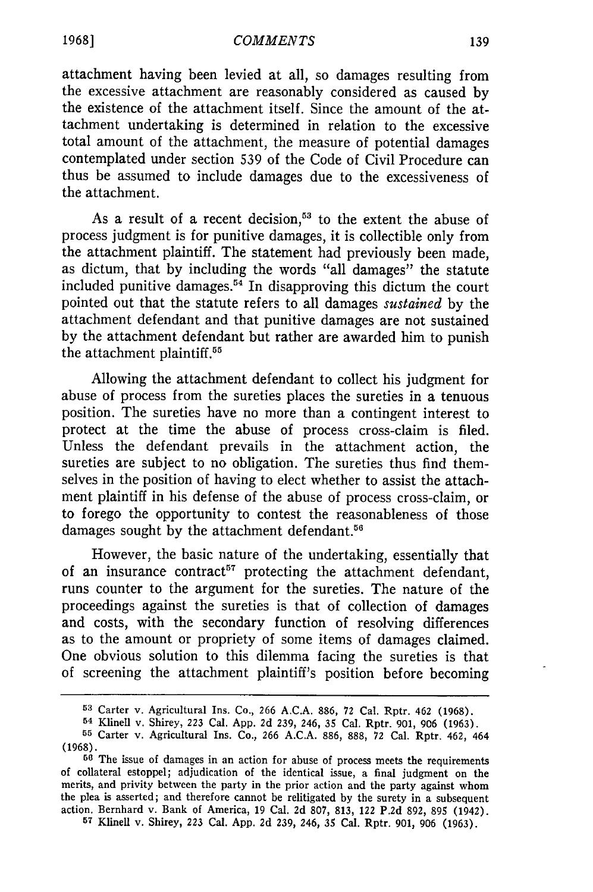attachment having been levied at all, so damages resulting from the excessive attachment are reasonably considered as caused by the existence of the attachment itself. Since the amount of the attachment undertaking is determined in relation to the excessive total amount of the attachment, the measure of potential damages contemplated under section 539 of the Code of Civil Procedure can thus be assumed to include damages due to the excessiveness of the attachment.

As a result of a recent decision,[53] to the extent the abuse of process judgment is for punitive damages, it is collectible only from the attachment plaintiff. The statement had previously been made, as dictum, that by including the words "all damages" the statute included punitive damages.[54] In disapproving this dictum the court pointed out that the statute refers to all damages *sustained* by the attachment defendant and that punitive damages are not sustained by the attachment defendant but rather are awarded him to punish the attachment plaintiff.[55]

Allowing the attachment defendant to collect his judgment for abuse of process from the sureties places the sureties in a tenuous position. The sureties have no more than a contingent interest to protect at the time the abuse of process cross-claim is filed. Unless the defendant prevails in the attachment action, the sureties are subject to no obligation. The sureties thus find themselves in the position of having to elect whether to assist the attachment plaintiff in his defense of the abuse of process cross-claim, or to forego the opportunity to contest the reasonableness of those damages sought by the attachment defendant.[56]

However, the basic nature of the undertaking, essentially that of an insurance contract[57] protecting the attachment defendant, runs counter to the argument for the sureties. The nature of the proceedings against the sureties is that of collection of damages and costs, with the secondary function of resolving differences as to the amount or propriety of some items of damages claimed. One obvious solution to this dilemma facing the sureties is that of screening the attachment plaintiff's position before becoming

---

[53] Carter v. Agricultural Ins. Co., 266 A.C.A. 886, 72 Cal. Rptr. 462 (1968).

[54] Klinell v. Shirey, 223 Cal. App. 2d 239, 246, 35 Cal. Rptr. 901, 906 (1963).

[55] Carter v. Agricultural Ins. Co., 266 A.C.A. 886, 888, 72 Cal. Rptr. 462, 464 (1968).

[56] The issue of damages in an action for abuse of process meets the requirements of collateral estoppel; adjudication of the identical issue, a final judgment on the merits, and privity between the party in the prior action and the party against whom the plea is asserted; and therefore cannot be relitigated by the surety in a subsequent action. Bernhard v. Bank of America, 19 Cal. 2d 807, 813, 122 P.2d 892, 895 (1942).

[57] Klinell v. Shirey, 223 Cal. App. 2d 239, 246, 35 Cal. Rptr. 901, 906 (1963).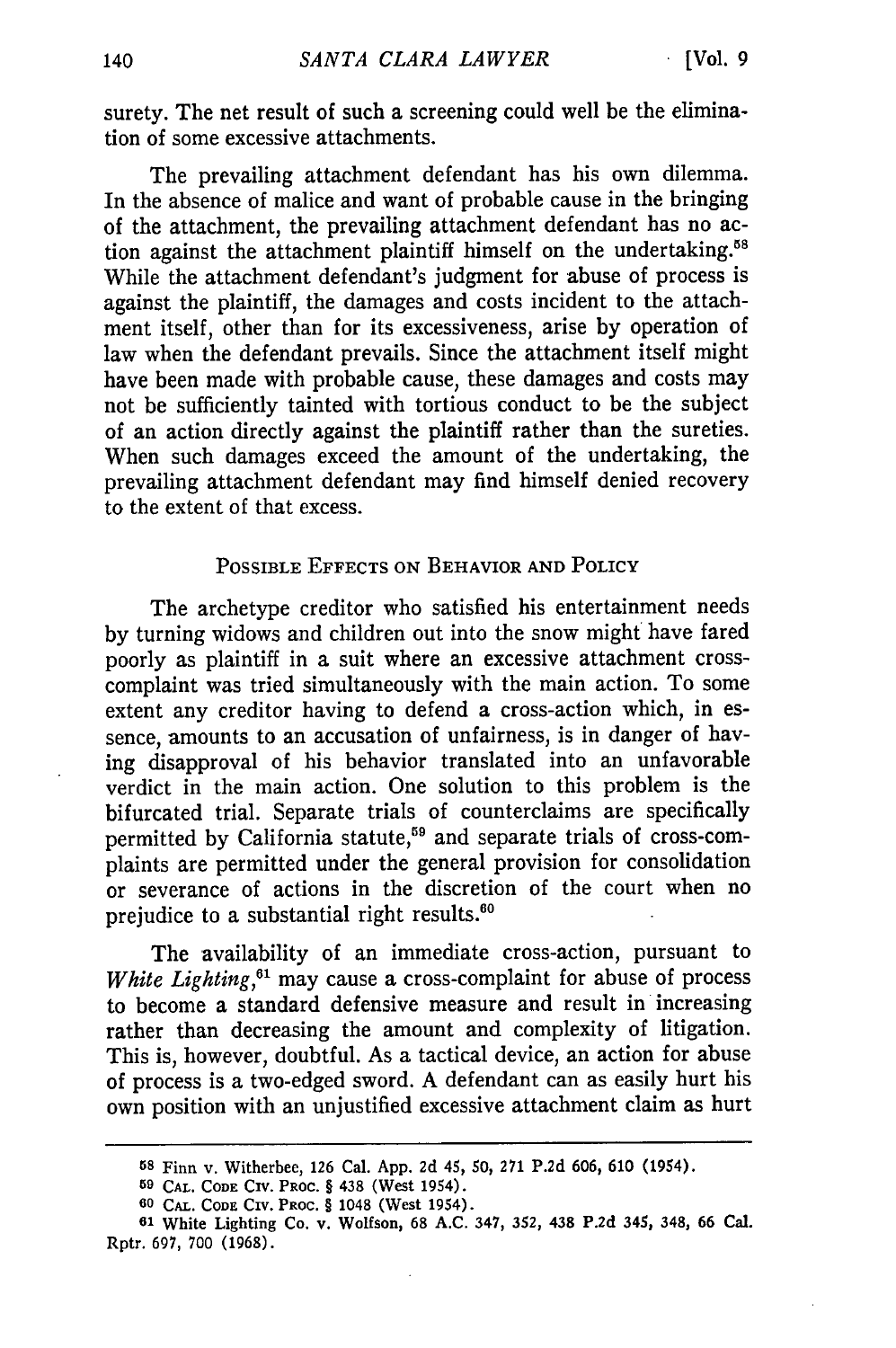surety. The net result of such a screening could well be the elimination of some excessive attachments.

The prevailing attachment defendant has his own dilemma. In the absence of malice and want of probable cause in the bringing of the attachment, the prevailing attachment defendant has no action against the attachment plaintiff himself on the undertaking.[58] While the attachment defendant's judgment for abuse of process is against the plaintiff, the damages and costs incident to the attachment itself, other than for its excessiveness, arise by operation of law when the defendant prevails. Since the attachment itself might have been made with probable cause, these damages and costs may not be sufficiently tainted with tortious conduct to be the subject of an action directly against the plaintiff rather than the sureties. When such damages exceed the amount of the undertaking, the prevailing attachment defendant may find himself denied recovery to the extent of that excess.

## POSSIBLE EFFECTS ON BEHAVIOR AND POLICY

The archetype creditor who satisfied his entertainment needs by turning widows and children out into the snow might have fared poorly as plaintiff in a suit where an excessive attachment cross-complaint was tried simultaneously with the main action. To some extent any creditor having to defend a cross-action which, in essence, amounts to an accusation of unfairness, is in danger of having disapproval of his behavior translated into an unfavorable verdict in the main action. One solution to this problem is the bifurcated trial. Separate trials of counterclaims are specifically permitted by California statute,[59] and separate trials of cross-complaints are permitted under the general provision for consolidation or severance of actions in the discretion of the court when no prejudice to a substantial right results.[60]

The availability of an immediate cross-action, pursuant to *White Lighting*,[61] may cause a cross-complaint for abuse of process to become a standard defensive measure and result in increasing rather than decreasing the amount and complexity of litigation. This is, however, doubtful. As a tactical device, an action for abuse of process is a two-edged sword. A defendant can as easily hurt his own position with an unjustified excessive attachment claim as hurt

---

[58] Finn v. Witherbee, 126 Cal. App. 2d 45, 50, 271 P.2d 606, 610 (1954).

[59] CAL. CODE CIV. PROC. § 438 (West 1954).

[60] CAL. CODE CIV. PROC. § 1048 (West 1954).

[61] White Lighting Co. v. Wolfson, 68 A.C. 347, 352, 438 P.2d 345, 348, 66 Cal. Rptr. 697, 700 (1968).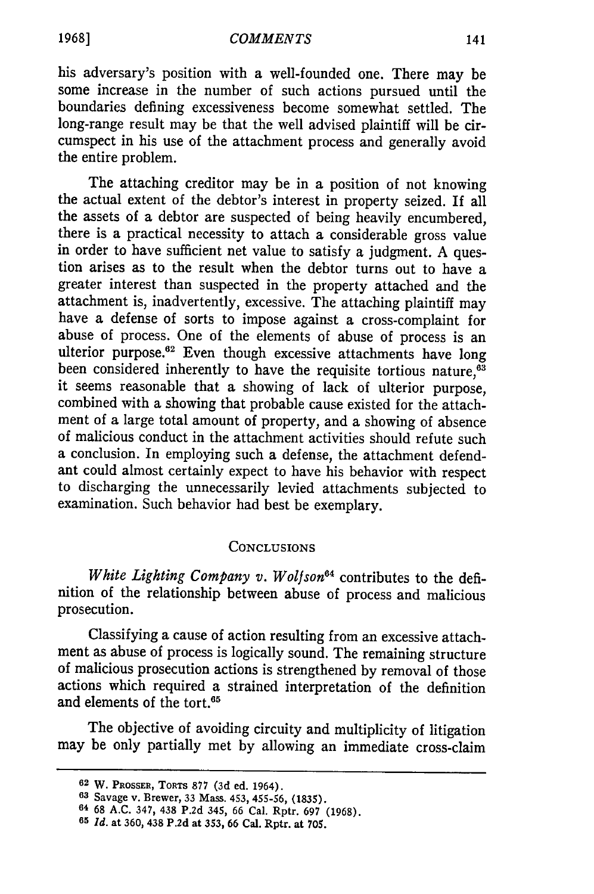his adversary's position with a well-founded one. There may be some increase in the number of such actions pursued until the boundaries defining excessiveness become somewhat settled. The long-range result may be that the well advised plaintiff will be circumspect in his use of the attachment process and generally avoid the entire problem.

The attaching creditor may be in a position of not knowing the actual extent of the debtor's interest in property seized. If all the assets of a debtor are suspected of being heavily encumbered, there is a practical necessity to attach a considerable gross value in order to have sufficient net value to satisfy a judgment. A question arises as to the result when the debtor turns out to have a greater interest than suspected in the property attached and the attachment is, inadvertently, excessive. The attaching plaintiff may have a defense of sorts to impose against a cross-complaint for abuse of process. One of the elements of abuse of process is an ulterior purpose.[62] Even though excessive attachments have long been considered inherently to have the requisite tortious nature,[63] it seems reasonable that a showing of lack of ulterior purpose, combined with a showing that probable cause existed for the attachment of a large total amount of property, and a showing of absence of malicious conduct in the attachment activities should refute such a conclusion. In employing such a defense, the attachment defendant could almost certainly expect to have his behavior with respect to discharging the unnecessarily levied attachments subjected to examination. Such behavior had best be exemplary.

## CONCLUSIONS

*White Lighting Company v. Wolfson*[64] contributes to the definition of the relationship between abuse of process and malicious prosecution.

Classifying a cause of action resulting from an excessive attachment as abuse of process is logically sound. The remaining structure of malicious prosecution actions is strengthened by removal of those actions which required a strained interpretation of the definition and elements of the tort.[65]

The objective of avoiding circuity and multiplicity of litigation may be only partially met by allowing an immediate cross-claim

---

[62] W. PROSSER, TORTS 877 (3d ed. 1964).

[63] Savage v. Brewer, 33 Mass. 453, 455-56, (1835).

[64] 68 A.C. 347, 438 P.2d 345, 66 Cal. Rptr. 697 (1968).

[65] *Id.* at 360, 438 P.2d at 353, 66 Cal. Rptr. at 705.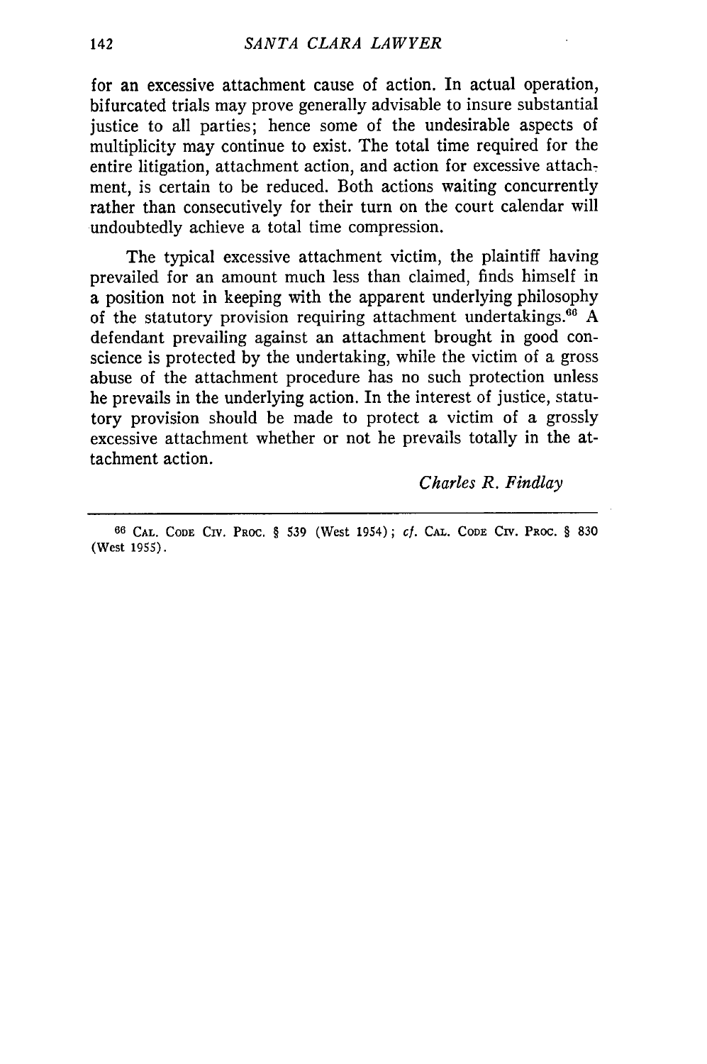for an excessive attachment cause of action. In actual operation, bifurcated trials may prove generally advisable to insure substantial justice to all parties; hence some of the undesirable aspects of multiplicity may continue to exist. The total time required for the entire litigation, attachment action, and action for excessive attachment, is certain to be reduced. Both actions waiting concurrently rather than consecutively for their turn on the court calendar will undoubtedly achieve a total time compression.

The typical excessive attachment victim, the plaintiff having prevailed for an amount much less than claimed, finds himself in a position not in keeping with the apparent underlying philosophy of the statutory provision requiring attachment undertakings.[66] A defendant prevailing against an attachment brought in good conscience is protected by the undertaking, while the victim of a gross abuse of the attachment procedure has no such protection unless he prevails in the underlying action. In the interest of justice, statutory provision should be made to protect a victim of a grossly excessive attachment whether or not he prevails totally in the attachment action.

*Charles R. Findlay*

---

[66] CAL. CODE CIV. PROC. § 539 (West 1954); *cf.* CAL. CODE CIV. PROC. § 830 (West 1955).